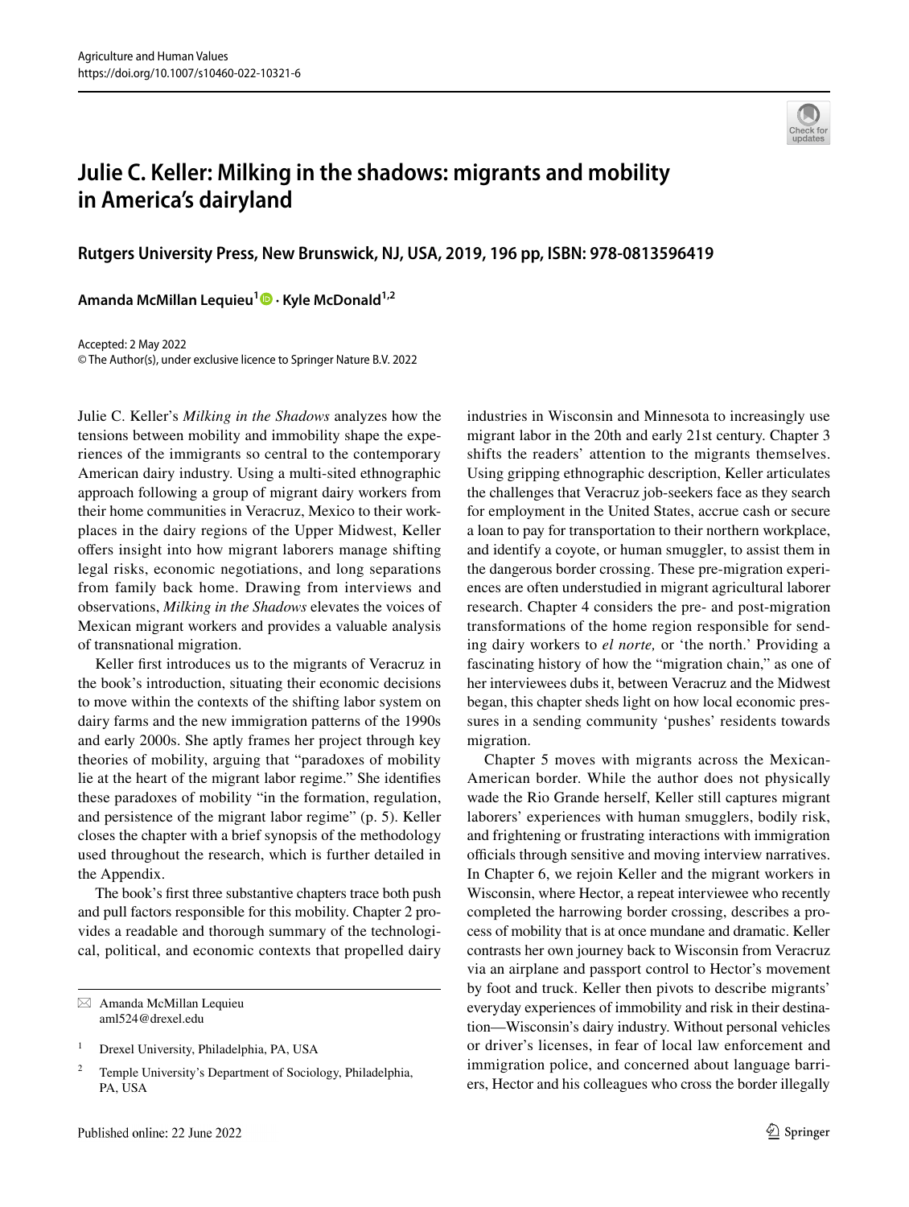# Julie C. Keller: Milking in the shadows: migrants and mobility in America's dairyland

**Rutgers University Press, New Brunswick, NJ, USA, 2019, 196 pp, ISBN: 978-0813596419**

**Amanda McMillan Lequieu[1] · Kyle McDonald[1,2]**

Accepted: 2 May 2022
© The Author(s), under exclusive licence to Springer Nature B.V. 2022

Julie C. Keller's *Milking in the Shadows* analyzes how the tensions between mobility and immobility shape the experiences of the immigrants so central to the contemporary American dairy industry. Using a multi-sited ethnographic approach following a group of migrant dairy workers from their home communities in Veracruz, Mexico to their workplaces in the dairy regions of the Upper Midwest, Keller offers insight into how migrant laborers manage shifting legal risks, economic negotiations, and long separations from family back home. Drawing from interviews and observations, *Milking in the Shadows* elevates the voices of Mexican migrant workers and provides a valuable analysis of transnational migration.

Keller first introduces us to the migrants of Veracruz in the book's introduction, situating their economic decisions to move within the contexts of the shifting labor system on dairy farms and the new immigration patterns of the 1990s and early 2000s. She aptly frames her project through key theories of mobility, arguing that "paradoxes of mobility lie at the heart of the migrant labor regime." She identifies these paradoxes of mobility "in the formation, regulation, and persistence of the migrant labor regime" (p. 5). Keller closes the chapter with a brief synopsis of the methodology used throughout the research, which is further detailed in the Appendix.

The book's first three substantive chapters trace both push and pull factors responsible for this mobility. Chapter 2 provides a readable and thorough summary of the technological, political, and economic contexts that propelled dairy industries in Wisconsin and Minnesota to increasingly use migrant labor in the 20th and early 21st century. Chapter 3 shifts the readers' attention to the migrants themselves. Using gripping ethnographic description, Keller articulates the challenges that Veracruz job-seekers face as they search for employment in the United States, accrue cash or secure a loan to pay for transportation to their northern workplace, and identify a coyote, or human smuggler, to assist them in the dangerous border crossing. These pre-migration experiences are often understudied in migrant agricultural laborer research. Chapter 4 considers the pre- and post-migration transformations of the home region responsible for sending dairy workers to *el norte,* or 'the north.' Providing a fascinating history of how the "migration chain," as one of her interviewees dubs it, between Veracruz and the Midwest began, this chapter sheds light on how local economic pressures in a sending community 'pushes' residents towards migration.

Chapter 5 moves with migrants across the Mexican-American border. While the author does not physically wade the Rio Grande herself, Keller still captures migrant laborers' experiences with human smugglers, bodily risk, and frightening or frustrating interactions with immigration officials through sensitive and moving interview narratives. In Chapter 6, we rejoin Keller and the migrant workers in Wisconsin, where Hector, a repeat interviewee who recently completed the harrowing border crossing, describes a process of mobility that is at once mundane and dramatic. Keller contrasts her own journey back to Wisconsin from Veracruz via an airplane and passport control to Hector's movement by foot and truck. Keller then pivots to describe migrants' everyday experiences of immobility and risk in their destination—Wisconsin's dairy industry. Without personal vehicles or driver's licenses, in fear of local law enforcement and immigration police, and concerned about language barriers, Hector and his colleagues who cross the border illegally

✉ Amanda McMillan Lequieu
aml524@drexel.edu

[1] Drexel University, Philadelphia, PA, USA

[2] Temple University's Department of Sociology, Philadelphia, PA, USA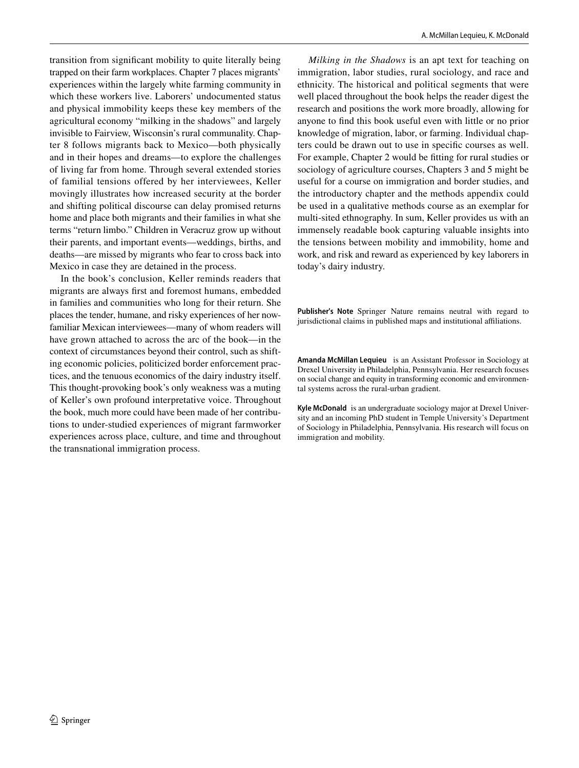transition from significant mobility to quite literally being trapped on their farm workplaces. Chapter 7 places migrants' experiences within the largely white farming community in which these workers live. Laborers' undocumented status and physical immobility keeps these key members of the agricultural economy "milking in the shadows" and largely invisible to Fairview, Wisconsin's rural communality. Chapter 8 follows migrants back to Mexico—both physically and in their hopes and dreams—to explore the challenges of living far from home. Through several extended stories of familial tensions offered by her interviewees, Keller movingly illustrates how increased security at the border and shifting political discourse can delay promised returns home and place both migrants and their families in what she terms "return limbo." Children in Veracruz grow up without their parents, and important events—weddings, births, and deaths—are missed by migrants who fear to cross back into Mexico in case they are detained in the process.

In the book's conclusion, Keller reminds readers that migrants are always first and foremost humans, embedded in families and communities who long for their return. She places the tender, humane, and risky experiences of her now-familiar Mexican interviewees—many of whom readers will have grown attached to across the arc of the book—in the context of circumstances beyond their control, such as shifting economic policies, politicized border enforcement practices, and the tenuous economics of the dairy industry itself. This thought-provoking book's only weakness was a muting of Keller's own profound interpretative voice. Throughout the book, much more could have been made of her contributions to under-studied experiences of migrant farmworker experiences across place, culture, and time and throughout the transnational immigration process.

*Milking in the Shadows* is an apt text for teaching on immigration, labor studies, rural sociology, and race and ethnicity. The historical and political segments that were well placed throughout the book helps the reader digest the research and positions the work more broadly, allowing for anyone to find this book useful even with little or no prior knowledge of migration, labor, or farming. Individual chapters could be drawn out to use in specific courses as well. For example, Chapter 2 would be fitting for rural studies or sociology of agriculture courses, Chapters 3 and 5 might be useful for a course on immigration and border studies, and the introductory chapter and the methods appendix could be used in a qualitative methods course as an exemplar for multi-sited ethnography. In sum, Keller provides us with an immensely readable book capturing valuable insights into the tensions between mobility and immobility, home and work, and risk and reward as experienced by key laborers in today's dairy industry.

**Publisher's Note** Springer Nature remains neutral with regard to jurisdictional claims in published maps and institutional affiliations.

**Amanda McMillan Lequieu** is an Assistant Professor in Sociology at Drexel University in Philadelphia, Pennsylvania. Her research focuses on social change and equity in transforming economic and environmental systems across the rural-urban gradient.

**Kyle McDonald** is an undergraduate sociology major at Drexel University and an incoming PhD student in Temple University's Department of Sociology in Philadelphia, Pennsylvania. His research will focus on immigration and mobility.